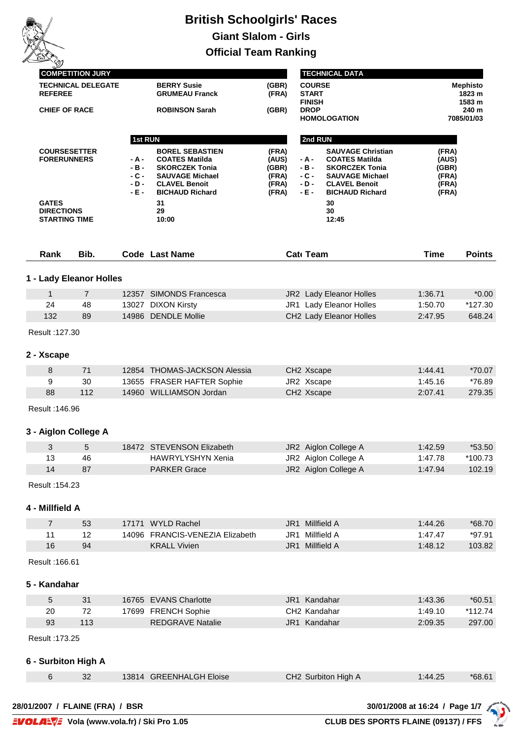# British Schoolgirls' Races

## Giant Slalom - Girls

## Official Team Ranking

| COMPETITION JURY | | | |
|---|---|---|---|
| TECHNICAL DELEGATE | BERRY Susie | (GBR) | |
| REFEREE | GRUMEAU Franck | (FRA) | |
| CHIEF OF RACE | ROBINSON Sarah | (GBR) | |

| TECHNICAL DATA | |
|---|---|
| COURSE | Mephisto |
| START | 1823 m |
| FINISH | 1583 m |
| DROP | 240 m |
| HOMOLOGATION | 7085/01/03 |

| | 1st RUN | | | 2nd RUN | |
|---|---|---|---|---|---|
| COURSESETTER | | BOREL SEBASTIEN (FRA) | | SAUVAGE Christian (FRA) | |
| FORERUNNERS | - A - | COATES Matilda (AUS) | - A - | COATES Matilda (AUS) | |
| | - B - | SKORCZEK Tonia (GBR) | - B - | SKORCZEK Tonia (GBR) | |
| | - C - | SAUVAGE Michael (FRA) | - C - | SAUVAGE Michael (FRA) | |
| | - D - | CLAVEL Benoit (FRA) | - D - | CLAVEL Benoit (FRA) | |
| | - E - | BICHAUD Richard (FRA) | - E - | BICHAUD Richard (FRA) | |
| GATES | | 31 | | 30 | |
| DIRECTIONS | | 29 | | 30 | |
| STARTING TIME | | 10:00 | | 12:45 | |

| Rank | Bib. | Code | Last Name | Cat | Team | Time | Points |
|---|---|---|---|---|---|---|---|
| **1 - Lady Eleanor Holles** | | | | | | | |
| 1 | 7 | 12357 | SIMONDS Francesca | JR2 | Lady Eleanor Holles | 1:36.71 | *0.00 |
| 24 | 48 | 13027 | DIXON Kirsty | JR1 | Lady Eleanor Holles | 1:50.70 | *127.30 |
| 132 | 89 | 14986 | DENDLE Mollie | CH2 | Lady Eleanor Holles | 2:47.95 | 648.24 |
| Result :127.30 | | | | | | | |
| **2 - Xscape** | | | | | | | |
| 8 | 71 | 12854 | THOMAS-JACKSON Alessia | CH2 | Xscape | 1:44.41 | *70.07 |
| 9 | 30 | 13655 | FRASER HAFTER Sophie | JR2 | Xscape | 1:45.16 | *76.89 |
| 88 | 112 | 14960 | WILLIAMSON Jordan | CH2 | Xscape | 2:07.41 | 279.35 |
| Result :146.96 | | | | | | | |
| **3 - Aiglon College A** | | | | | | | |
| 3 | 5 | 18472 | STEVENSON Elizabeth | JR2 | Aiglon College A | 1:42.59 | *53.50 |
| 13 | 46 | | HAWRYLYSHYN Xenia | JR2 | Aiglon College A | 1:47.78 | *100.73 |
| 14 | 87 | | PARKER Grace | JR2 | Aiglon College A | 1:47.94 | 102.19 |
| Result :154.23 | | | | | | | |
| **4 - Millfield A** | | | | | | | |
| 7 | 53 | 17171 | WYLD Rachel | JR1 | Millfield A | 1:44.26 | *68.70 |
| 11 | 12 | 14096 | FRANCIS-VENEZIA Elizabeth | JR1 | Millfield A | 1:47.47 | *97.91 |
| 16 | 94 | | KRALL Vivien | JR1 | Millfield A | 1:48.12 | 103.82 |
| Result :166.61 | | | | | | | |
| **5 - Kandahar** | | | | | | | |
| 5 | 31 | 16765 | EVANS Charlotte | JR1 | Kandahar | 1:43.36 | *60.51 |
| 20 | 72 | 17699 | FRENCH Sophie | CH2 | Kandahar | 1:49.10 | *112.74 |
| 93 | 113 | | REDGRAVE Natalie | JR1 | Kandahar | 2:09.35 | 297.00 |
| Result :173.25 | | | | | | | |
| **6 - Surbiton High A** | | | | | | | |
| 6 | 32 | 13814 | GREENHALGH Eloise | CH2 | Surbiton High A | 1:44.25 | *68.61 |

28/01/2007 / FLAINE (FRA) / BSR

30/01/2008 at 16:24

Vola (www.vola.fr) / Ski Pro 1.05

CLUB DES SPORTS FLAINE (09137) / FFS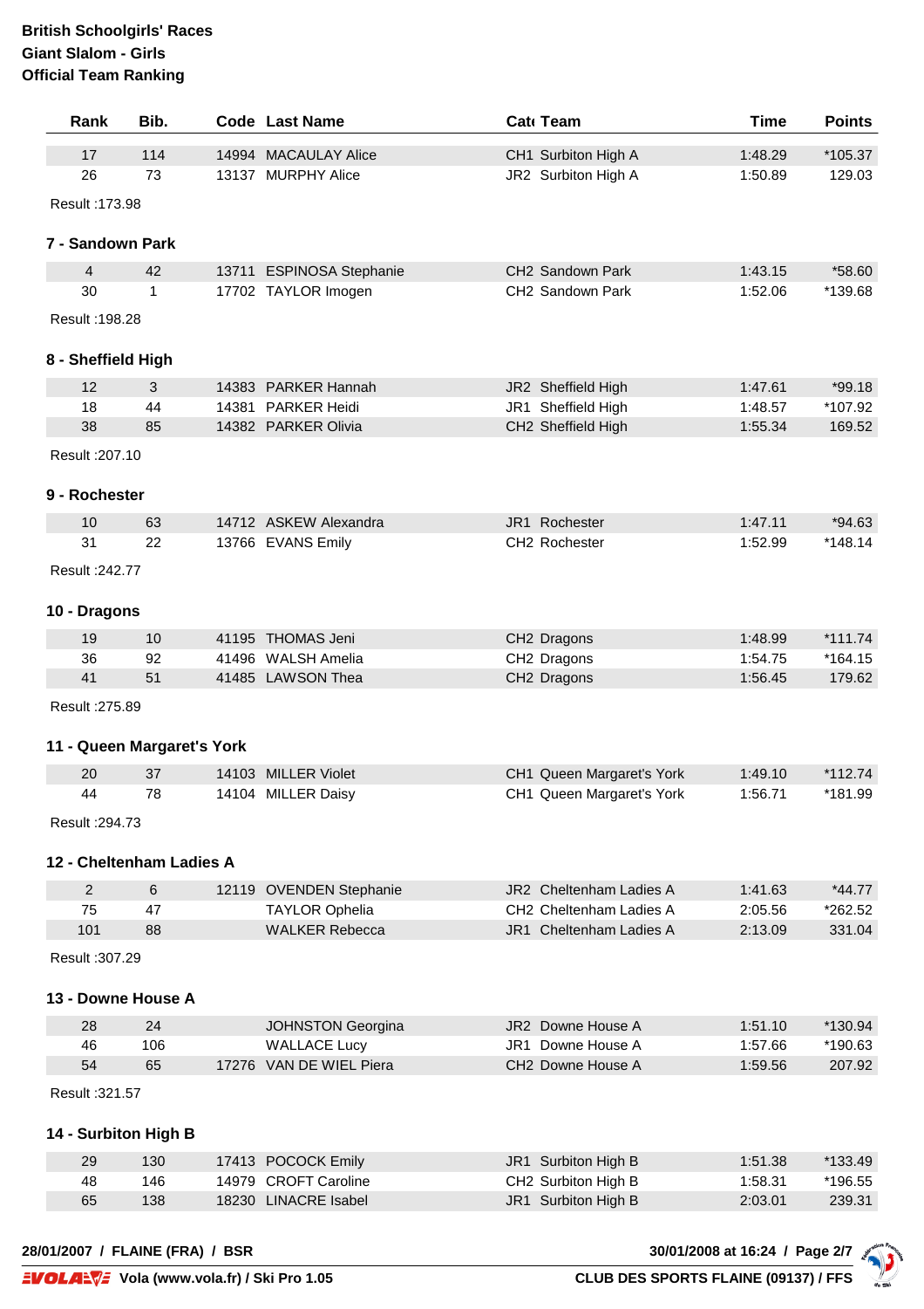# British Schoolgirls' Races
## Giant Slalom - Girls
## Official Team Ranking

| Rank | Bib. | Code | Last Name | Cat | Team | Time | Points |
|---|---|---|---|---|---|---|---|
| 17 | 114 | 14994 | MACAULAY Alice | CH1 | Surbiton High A | 1:48.29 | *105.37 |
| 26 | 73 | 13137 | MURPHY Alice | JR2 | Surbiton High A | 1:50.89 | 129.03 |

Result :173.98

### 7 - Sandown Park

| Rank | Bib. | Code | Last Name | Cat | Team | Time | Points |
|---|---|---|---|---|---|---|---|
| 4 | 42 | 13711 | ESPINOSA Stephanie | CH2 | Sandown Park | 1:43.15 | *58.60 |
| 30 | 1 | 17702 | TAYLOR Imogen | CH2 | Sandown Park | 1:52.06 | *139.68 |

Result :198.28

### 8 - Sheffield High

| Rank | Bib. | Code | Last Name | Cat | Team | Time | Points |
|---|---|---|---|---|---|---|---|
| 12 | 3 | 14383 | PARKER Hannah | JR2 | Sheffield High | 1:47.61 | *99.18 |
| 18 | 44 | 14381 | PARKER Heidi | JR1 | Sheffield High | 1:48.57 | *107.92 |
| 38 | 85 | 14382 | PARKER Olivia | CH2 | Sheffield High | 1:55.34 | 169.52 |

Result :207.10

### 9 - Rochester

| Rank | Bib. | Code | Last Name | Cat | Team | Time | Points |
|---|---|---|---|---|---|---|---|
| 10 | 63 | 14712 | ASKEW Alexandra | JR1 | Rochester | 1:47.11 | *94.63 |
| 31 | 22 | 13766 | EVANS Emily | CH2 | Rochester | 1:52.99 | *148.14 |

Result :242.77

### 10 - Dragons

| Rank | Bib. | Code | Last Name | Cat | Team | Time | Points |
|---|---|---|---|---|---|---|---|
| 19 | 10 | 41195 | THOMAS Jeni | CH2 | Dragons | 1:48.99 | *111.74 |
| 36 | 92 | 41496 | WALSH Amelia | CH2 | Dragons | 1:54.75 | *164.15 |
| 41 | 51 | 41485 | LAWSON Thea | CH2 | Dragons | 1:56.45 | 179.62 |

Result :275.89

### 11 - Queen Margaret's York

| Rank | Bib. | Code | Last Name | Cat | Team | Time | Points |
|---|---|---|---|---|---|---|---|
| 20 | 37 | 14103 | MILLER Violet | CH1 | Queen Margaret's York | 1:49.10 | *112.74 |
| 44 | 78 | 14104 | MILLER Daisy | CH1 | Queen Margaret's York | 1:56.71 | *181.99 |

Result :294.73

### 12 - Cheltenham Ladies A

| Rank | Bib. | Code | Last Name | Cat | Team | Time | Points |
|---|---|---|---|---|---|---|---|
| 2 | 6 | 12119 | OVENDEN Stephanie | JR2 | Cheltenham Ladies A | 1:41.63 | *44.77 |
| 75 | 47 | | TAYLOR Ophelia | CH2 | Cheltenham Ladies A | 2:05.56 | *262.52 |
| 101 | 88 | | WALKER Rebecca | JR1 | Cheltenham Ladies A | 2:13.09 | 331.04 |

Result :307.29

### 13 - Downe House A

| Rank | Bib. | Code | Last Name | Cat | Team | Time | Points |
|---|---|---|---|---|---|---|---|
| 28 | 24 | | JOHNSTON Georgina | JR2 | Downe House A | 1:51.10 | *130.94 |
| 46 | 106 | | WALLACE Lucy | JR1 | Downe House A | 1:57.66 | *190.63 |
| 54 | 65 | 17276 | VAN DE WIEL Piera | CH2 | Downe House A | 1:59.56 | 207.92 |

Result :321.57

### 14 - Surbiton High B

| Rank | Bib. | Code | Last Name | Cat | Team | Time | Points |
|---|---|---|---|---|---|---|---|
| 29 | 130 | 17413 | POCOCK Emily | JR1 | Surbiton High B | 1:51.38 | *133.49 |
| 48 | 146 | 14979 | CROFT Caroline | CH2 | Surbiton High B | 1:58.31 | *196.55 |
| 65 | 138 | 18230 | LINACRE Isabel | JR1 | Surbiton High B | 2:03.01 | 239.31 |

28/01/2007 / FLAINE (FRA) / BSR

30/01/2008 at 16:24

Vola (www.vola.fr) / Ski Pro 1.05

CLUB DES SPORTS FLAINE (09137) / FFS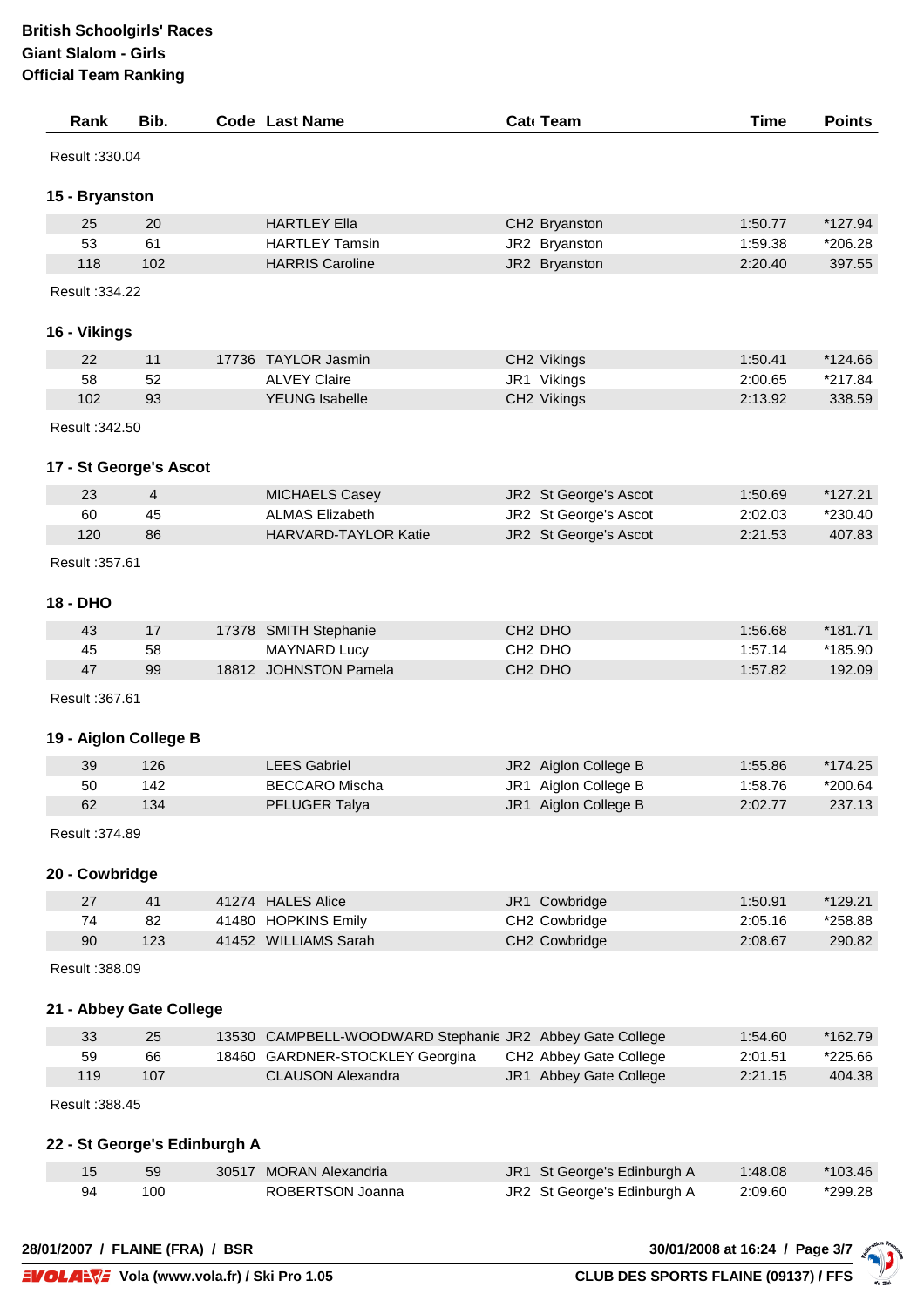**British Schoolgirls' Races**
**Giant Slalom - Girls**
**Official Team Ranking**

| Rank | Bib. | Code | Last Name | Cat | Team | Time | Points |
|---|---|---|---|---|---|---|---|

Result :330.04

### 15 - Bryanston

| Rank | Bib. | Code | Last Name | Cat | Team | Time | Points |
|---|---|---|---|---|---|---|---|
| 25 | 20 | | HARTLEY Ella | CH2 | Bryanston | 1:50.77 | *127.94 |
| 53 | 61 | | HARTLEY Tamsin | JR2 | Bryanston | 1:59.38 | *206.28 |
| 118 | 102 | | HARRIS Caroline | JR2 | Bryanston | 2:20.40 | 397.55 |

Result :334.22

### 16 - Vikings

| Rank | Bib. | Code | Last Name | Cat | Team | Time | Points |
|---|---|---|---|---|---|---|---|
| 22 | 11 | 17736 | TAYLOR Jasmin | CH2 | Vikings | 1:50.41 | *124.66 |
| 58 | 52 | | ALVEY Claire | JR1 | Vikings | 2:00.65 | *217.84 |
| 102 | 93 | | YEUNG Isabelle | CH2 | Vikings | 2:13.92 | 338.59 |

Result :342.50

### 17 - St George's Ascot

| Rank | Bib. | Code | Last Name | Cat | Team | Time | Points |
|---|---|---|---|---|---|---|---|
| 23 | 4 | | MICHAELS Casey | JR2 | St George's Ascot | 1:50.69 | *127.21 |
| 60 | 45 | | ALMAS Elizabeth | JR2 | St George's Ascot | 2:02.03 | *230.40 |
| 120 | 86 | | HARVARD-TAYLOR Katie | JR2 | St George's Ascot | 2:21.53 | 407.83 |

Result :357.61

### 18 - DHO

| Rank | Bib. | Code | Last Name | Cat | Team | Time | Points |
|---|---|---|---|---|---|---|---|
| 43 | 17 | 17378 | SMITH Stephanie | CH2 | DHO | 1:56.68 | *181.71 |
| 45 | 58 | | MAYNARD Lucy | CH2 | DHO | 1:57.14 | *185.90 |
| 47 | 99 | 18812 | JOHNSTON Pamela | CH2 | DHO | 1:57.82 | 192.09 |

Result :367.61

### 19 - Aiglon College B

| Rank | Bib. | Code | Last Name | Cat | Team | Time | Points |
|---|---|---|---|---|---|---|---|
| 39 | 126 | | LEES Gabriel | JR2 | Aiglon College B | 1:55.86 | *174.25 |
| 50 | 142 | | BECCARO Mischa | JR1 | Aiglon College B | 1:58.76 | *200.64 |
| 62 | 134 | | PFLUGER Talya | JR1 | Aiglon College B | 2:02.77 | 237.13 |

Result :374.89

### 20 - Cowbridge

| Rank | Bib. | Code | Last Name | Cat | Team | Time | Points |
|---|---|---|---|---|---|---|---|
| 27 | 41 | 41274 | HALES Alice | JR1 | Cowbridge | 1:50.91 | *129.21 |
| 74 | 82 | 41480 | HOPKINS Emily | CH2 | Cowbridge | 2:05.16 | *258.88 |
| 90 | 123 | 41452 | WILLIAMS Sarah | CH2 | Cowbridge | 2:08.67 | 290.82 |

Result :388.09

### 21 - Abbey Gate College

| Rank | Bib. | Code | Last Name | Cat | Team | Time | Points |
|---|---|---|---|---|---|---|---|
| 33 | 25 | 13530 | CAMPBELL-WOODWARD Stephanie | JR2 | Abbey Gate College | 1:54.60 | *162.79 |
| 59 | 66 | 18460 | GARDNER-STOCKLEY Georgina | CH2 | Abbey Gate College | 2:01.51 | *225.66 |
| 119 | 107 | | CLAUSON Alexandra | JR1 | Abbey Gate College | 2:21.15 | 404.38 |

Result :388.45

### 22 - St George's Edinburgh A

| Rank | Bib. | Code | Last Name | Cat | Team | Time | Points |
|---|---|---|---|---|---|---|---|
| 15 | 59 | 30517 | MORAN Alexandria | JR1 | St George's Edinburgh A | 1:48.08 | *103.46 |
| 94 | 100 | | ROBERTSON Joanna | JR2 | St George's Edinburgh A | 2:09.60 | *299.28 |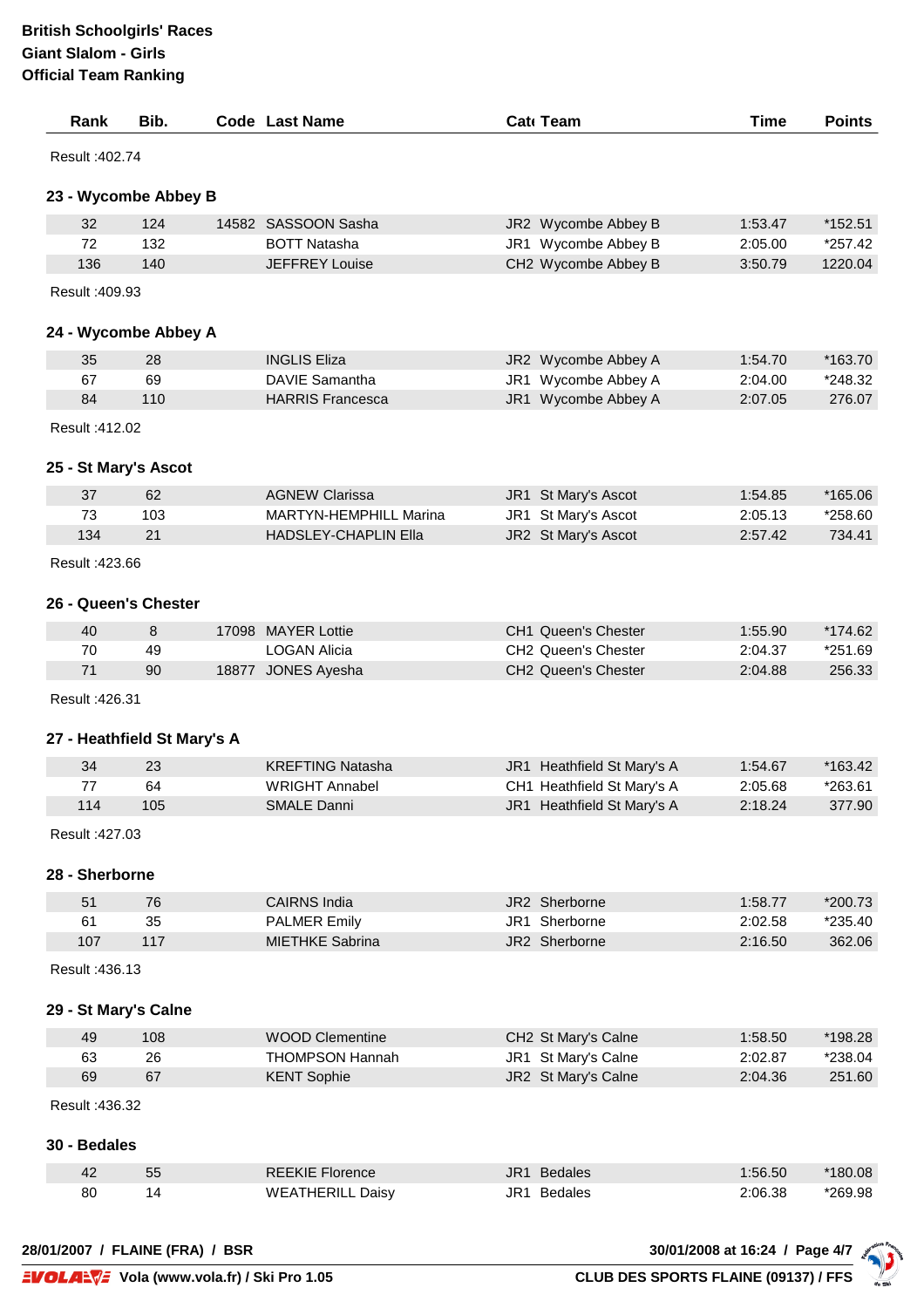**British Schoolgirls' Races**
**Giant Slalom - Girls**
**Official Team Ranking**

| Rank | Bib. | Code | Last Name | Cat | Team | Time | Points |
|---|---|---|---|---|---|---|---|

Result :402.74

### 23 - Wycombe Abbey B

| Rank | Bib. | Code | Last Name | Cat | Team | Time | Points |
|---|---|---|---|---|---|---|---|
| 32 | 124 | 14582 | SASSOON Sasha | JR2 | Wycombe Abbey B | 1:53.47 | *152.51 |
| 72 | 132 | | BOTT Natasha | JR1 | Wycombe Abbey B | 2:05.00 | *257.42 |
| 136 | 140 | | JEFFREY Louise | CH2 | Wycombe Abbey B | 3:50.79 | 1220.04 |

Result :409.93

### 24 - Wycombe Abbey A

| Rank | Bib. | Code | Last Name | Cat | Team | Time | Points |
|---|---|---|---|---|---|---|---|
| 35 | 28 | | INGLIS Eliza | JR2 | Wycombe Abbey A | 1:54.70 | *163.70 |
| 67 | 69 | | DAVIE Samantha | JR1 | Wycombe Abbey A | 2:04.00 | *248.32 |
| 84 | 110 | | HARRIS Francesca | JR1 | Wycombe Abbey A | 2:07.05 | 276.07 |

Result :412.02

### 25 - St Mary's Ascot

| Rank | Bib. | Code | Last Name | Cat | Team | Time | Points |
|---|---|---|---|---|---|---|---|
| 37 | 62 | | AGNEW Clarissa | JR1 | St Mary's Ascot | 1:54.85 | *165.06 |
| 73 | 103 | | MARTYN-HEMPHILL Marina | JR1 | St Mary's Ascot | 2:05.13 | *258.60 |
| 134 | 21 | | HADSLEY-CHAPLIN Ella | JR2 | St Mary's Ascot | 2:57.42 | 734.41 |

Result :423.66

### 26 - Queen's Chester

| Rank | Bib. | Code | Last Name | Cat | Team | Time | Points |
|---|---|---|---|---|---|---|---|
| 40 | 8 | 17098 | MAYER Lottie | CH1 | Queen's Chester | 1:55.90 | *174.62 |
| 70 | 49 | | LOGAN Alicia | CH2 | Queen's Chester | 2:04.37 | *251.69 |
| 71 | 90 | 18877 | JONES Ayesha | CH2 | Queen's Chester | 2:04.88 | 256.33 |

Result :426.31

### 27 - Heathfield St Mary's A

| Rank | Bib. | Code | Last Name | Cat | Team | Time | Points |
|---|---|---|---|---|---|---|---|
| 34 | 23 | | KREFTING Natasha | JR1 | Heathfield St Mary's A | 1:54.67 | *163.42 |
| 77 | 64 | | WRIGHT Annabel | CH1 | Heathfield St Mary's A | 2:05.68 | *263.61 |
| 114 | 105 | | SMALE Danni | JR1 | Heathfield St Mary's A | 2:18.24 | 377.90 |

Result :427.03

### 28 - Sherborne

| Rank | Bib. | Code | Last Name | Cat | Team | Time | Points |
|---|---|---|---|---|---|---|---|
| 51 | 76 | | CAIRNS India | JR2 | Sherborne | 1:58.77 | *200.73 |
| 61 | 35 | | PALMER Emily | JR1 | Sherborne | 2:02.58 | *235.40 |
| 107 | 117 | | MIETHKE Sabrina | JR2 | Sherborne | 2:16.50 | 362.06 |

Result :436.13

### 29 - St Mary's Calne

| Rank | Bib. | Code | Last Name | Cat | Team | Time | Points |
|---|---|---|---|---|---|---|---|
| 49 | 108 | | WOOD Clementine | CH2 | St Mary's Calne | 1:58.50 | *198.28 |
| 63 | 26 | | THOMPSON Hannah | JR1 | St Mary's Calne | 2:02.87 | *238.04 |
| 69 | 67 | | KENT Sophie | JR2 | St Mary's Calne | 2:04.36 | 251.60 |

Result :436.32

### 30 - Bedales

| Rank | Bib. | Code | Last Name | Cat | Team | Time | Points |
|---|---|---|---|---|---|---|---|
| 42 | 55 | | REEKIE Florence | JR1 | Bedales | 1:56.50 | *180.08 |
| 80 | 14 | | WEATHERILL Daisy | JR1 | Bedales | 2:06.38 | *269.98 |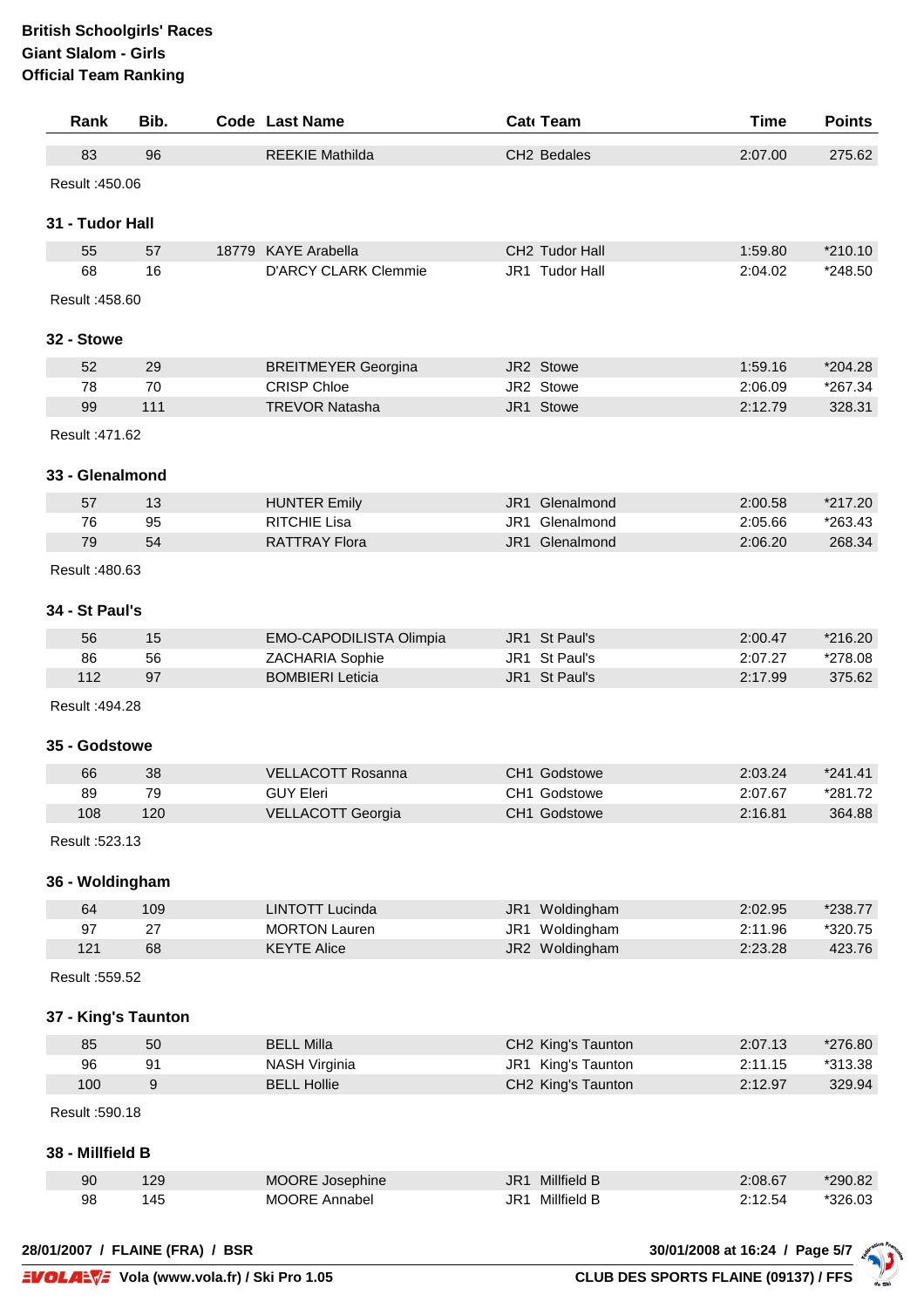# British Schoolgirls' Races
## Giant Slalom - Girls
## Official Team Ranking

| Rank | Bib. | Code | Last Name | Cat | Team | Time | Points |
|---|---|---|---|---|---|---|---|
| 83 | 96 | | REEKIE Mathilda | CH2 | Bedales | 2:07.00 | 275.62 |

Result :450.06

### 31 - Tudor Hall

| Rank | Bib. | Code | Last Name | Cat | Team | Time | Points |
|---|---|---|---|---|---|---|---|
| 55 | 57 | 18779 | KAYE Arabella | CH2 | Tudor Hall | 1:59.80 | *210.10 |
| 68 | 16 | | D'ARCY CLARK Clemmie | JR1 | Tudor Hall | 2:04.02 | *248.50 |

Result :458.60

### 32 - Stowe

| Rank | Bib. | Code | Last Name | Cat | Team | Time | Points |
|---|---|---|---|---|---|---|---|
| 52 | 29 | | BREITMEYER Georgina | JR2 | Stowe | 1:59.16 | *204.28 |
| 78 | 70 | | CRISP Chloe | JR2 | Stowe | 2:06.09 | *267.34 |
| 99 | 111 | | TREVOR Natasha | JR1 | Stowe | 2:12.79 | 328.31 |

Result :471.62

### 33 - Glenalmond

| Rank | Bib. | Code | Last Name | Cat | Team | Time | Points |
|---|---|---|---|---|---|---|---|
| 57 | 13 | | HUNTER Emily | JR1 | Glenalmond | 2:00.58 | *217.20 |
| 76 | 95 | | RITCHIE Lisa | JR1 | Glenalmond | 2:05.66 | *263.43 |
| 79 | 54 | | RATTRAY Flora | JR1 | Glenalmond | 2:06.20 | 268.34 |

Result :480.63

### 34 - St Paul's

| Rank | Bib. | Code | Last Name | Cat | Team | Time | Points |
|---|---|---|---|---|---|---|---|
| 56 | 15 | | EMO-CAPODILISTA Olimpia | JR1 | St Paul's | 2:00.47 | *216.20 |
| 86 | 56 | | ZACHARIA Sophie | JR1 | St Paul's | 2:07.27 | *278.08 |
| 112 | 97 | | BOMBIERI Leticia | JR1 | St Paul's | 2:17.99 | 375.62 |

Result :494.28

### 35 - Godstowe

| Rank | Bib. | Code | Last Name | Cat | Team | Time | Points |
|---|---|---|---|---|---|---|---|
| 66 | 38 | | VELLACOTT Rosanna | CH1 | Godstowe | 2:03.24 | *241.41 |
| 89 | 79 | | GUY Eleri | CH1 | Godstowe | 2:07.67 | *281.72 |
| 108 | 120 | | VELLACOTT Georgia | CH1 | Godstowe | 2:16.81 | 364.88 |

Result :523.13

### 36 - Woldingham

| Rank | Bib. | Code | Last Name | Cat | Team | Time | Points |
|---|---|---|---|---|---|---|---|
| 64 | 109 | | LINTOTT Lucinda | JR1 | Woldingham | 2:02.95 | *238.77 |
| 97 | 27 | | MORTON Lauren | JR1 | Woldingham | 2:11.96 | *320.75 |
| 121 | 68 | | KEYTE Alice | JR2 | Woldingham | 2:23.28 | 423.76 |

Result :559.52

### 37 - King's Taunton

| Rank | Bib. | Code | Last Name | Cat | Team | Time | Points |
|---|---|---|---|---|---|---|---|
| 85 | 50 | | BELL Milla | CH2 | King's Taunton | 2:07.13 | *276.80 |
| 96 | 91 | | NASH Virginia | JR1 | King's Taunton | 2:11.15 | *313.38 |
| 100 | 9 | | BELL Hollie | CH2 | King's Taunton | 2:12.97 | 329.94 |

Result :590.18

### 38 - Millfield B

| Rank | Bib. | Code | Last Name | Cat | Team | Time | Points |
|---|---|---|---|---|---|---|---|
| 90 | 129 | | MOORE Josephine | JR1 | Millfield B | 2:08.67 | *290.82 |
| 98 | 145 | | MOORE Annabel | JR1 | Millfield B | 2:12.54 | *326.03 |

28/01/2007 / FLAINE (FRA) / BSR

30/01/2008 at 16:24

Vola (www.vola.fr) / Ski Pro 1.05

CLUB DES SPORTS FLAINE (09137) / FFS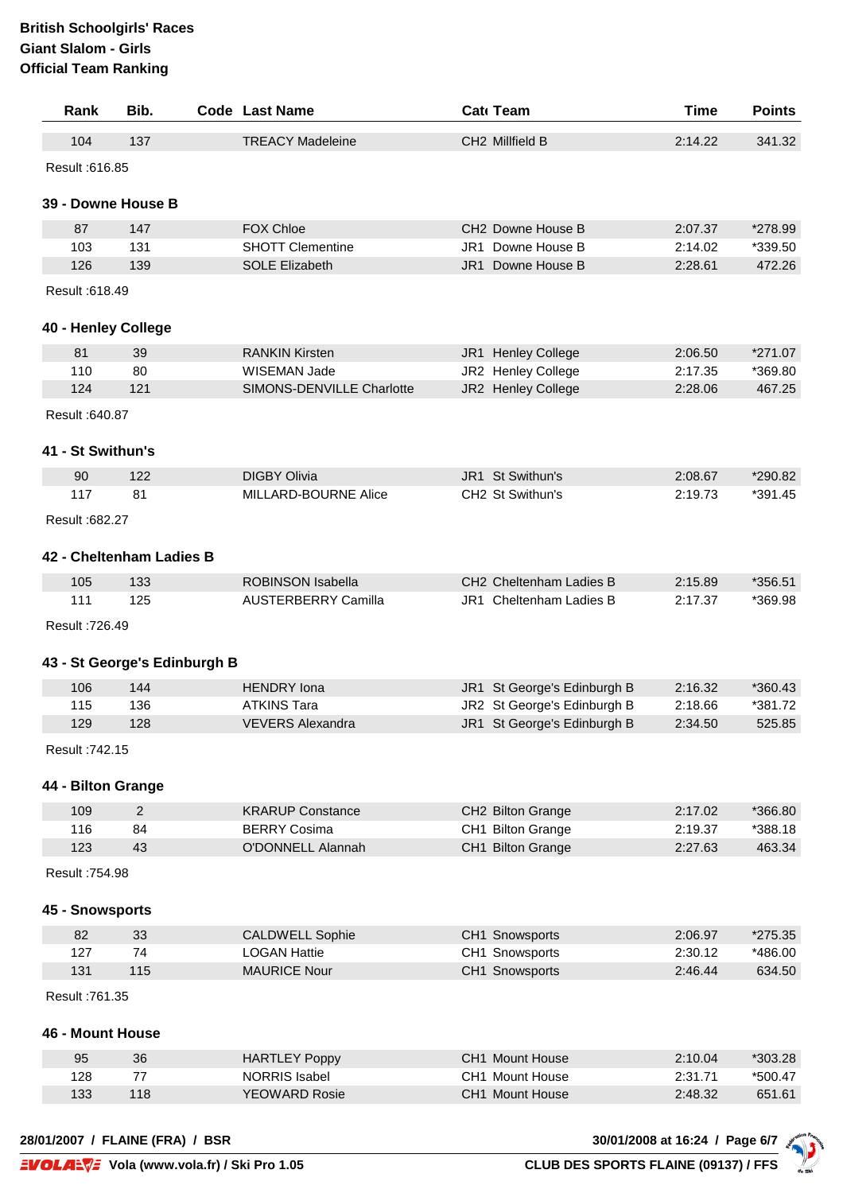**British Schoolgirls' Races**
**Giant Slalom - Girls**
**Official Team Ranking**

| Rank | Bib. | Code | Last Name | Cat | Team | Time | Points |
|---|---|---|---|---|---|---|---|
| 104 | 137 | | TREACY Madeleine | CH2 | Millfield B | 2:14.22 | 341.32 |

Result :616.85

### 39 - Downe House B

| Rank | Bib. | Code | Last Name | Cat | Team | Time | Points |
|---|---|---|---|---|---|---|---|
| 87 | 147 | | FOX Chloe | CH2 | Downe House B | 2:07.37 | *278.99 |
| 103 | 131 | | SHOTT Clementine | JR1 | Downe House B | 2:14.02 | *339.50 |
| 126 | 139 | | SOLE Elizabeth | JR1 | Downe House B | 2:28.61 | 472.26 |

Result :618.49

### 40 - Henley College

| Rank | Bib. | Code | Last Name | Cat | Team | Time | Points |
|---|---|---|---|---|---|---|---|
| 81 | 39 | | RANKIN Kirsten | JR1 | Henley College | 2:06.50 | *271.07 |
| 110 | 80 | | WISEMAN Jade | JR2 | Henley College | 2:17.35 | *369.80 |
| 124 | 121 | | SIMONS-DENVILLE Charlotte | JR2 | Henley College | 2:28.06 | 467.25 |

Result :640.87

### 41 - St Swithun's

| Rank | Bib. | Code | Last Name | Cat | Team | Time | Points |
|---|---|---|---|---|---|---|---|
| 90 | 122 | | DIGBY Olivia | JR1 | St Swithun's | 2:08.67 | *290.82 |
| 117 | 81 | | MILLARD-BOURNE Alice | CH2 | St Swithun's | 2:19.73 | *391.45 |

Result :682.27

### 42 - Cheltenham Ladies B

| Rank | Bib. | Code | Last Name | Cat | Team | Time | Points |
|---|---|---|---|---|---|---|---|
| 105 | 133 | | ROBINSON Isabella | CH2 | Cheltenham Ladies B | 2:15.89 | *356.51 |
| 111 | 125 | | AUSTERBERRY Camilla | JR1 | Cheltenham Ladies B | 2:17.37 | *369.98 |

Result :726.49

### 43 - St George's Edinburgh B

| Rank | Bib. | Code | Last Name | Cat | Team | Time | Points |
|---|---|---|---|---|---|---|---|
| 106 | 144 | | HENDRY Iona | JR1 | St George's Edinburgh B | 2:16.32 | *360.43 |
| 115 | 136 | | ATKINS Tara | JR2 | St George's Edinburgh B | 2:18.66 | *381.72 |
| 129 | 128 | | VEVERS Alexandra | JR1 | St George's Edinburgh B | 2:34.50 | 525.85 |

Result :742.15

### 44 - Bilton Grange

| Rank | Bib. | Code | Last Name | Cat | Team | Time | Points |
|---|---|---|---|---|---|---|---|
| 109 | 2 | | KRARUP Constance | CH2 | Bilton Grange | 2:17.02 | *366.80 |
| 116 | 84 | | BERRY Cosima | CH1 | Bilton Grange | 2:19.37 | *388.18 |
| 123 | 43 | | O'DONNELL Alannah | CH1 | Bilton Grange | 2:27.63 | 463.34 |

Result :754.98

### 45 - Snowsports

| Rank | Bib. | Code | Last Name | Cat | Team | Time | Points |
|---|---|---|---|---|---|---|---|
| 82 | 33 | | CALDWELL Sophie | CH1 | Snowsports | 2:06.97 | *275.35 |
| 127 | 74 | | LOGAN Hattie | CH1 | Snowsports | 2:30.12 | *486.00 |
| 131 | 115 | | MAURICE Nour | CH1 | Snowsports | 2:46.44 | 634.50 |

Result :761.35

### 46 - Mount House

| Rank | Bib. | Code | Last Name | Cat | Team | Time | Points |
|---|---|---|---|---|---|---|---|
| 95 | 36 | | HARTLEY Poppy | CH1 | Mount House | 2:10.04 | *303.28 |
| 128 | 77 | | NORRIS Isabel | CH1 | Mount House | 2:31.71 | *500.47 |
| 133 | 118 | | YEOWARD Rosie | CH1 | Mount House | 2:48.32 | 651.61 |

28/01/2007 / FLAINE (FRA) / BSR

30/01/2008 at 16:24

Vola (www.vola.fr) / Ski Pro 1.05

CLUB DES SPORTS FLAINE (09137) / FFS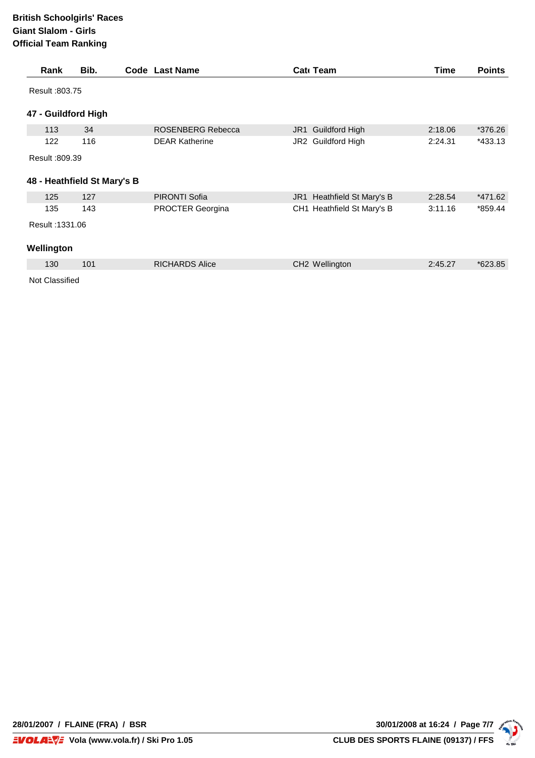**British Schoolgirls' Races**
**Giant Slalom - Girls**
**Official Team Ranking**

| Rank | Bib. | Code | Last Name | Cat | Team | Time | Points |
|---|---|---|---|---|---|---|---|
| Result :803.75 | | | | | | | |
| **47 - Guildford High** | | | | | | | |
| 113 | 34 | | ROSENBERG Rebecca | JR1 | Guildford High | 2:18.06 | *376.26 |
| 122 | 116 | | DEAR Katherine | JR2 | Guildford High | 2:24.31 | *433.13 |
| Result :809.39 | | | | | | | |
| **48 - Heathfield St Mary's B** | | | | | | | |
| 125 | 127 | | PIRONTI Sofia | JR1 | Heathfield St Mary's B | 2:28.54 | *471.62 |
| 135 | 143 | | PROCTER Georgina | CH1 | Heathfield St Mary's B | 3:11.16 | *859.44 |
| Result :1331.06 | | | | | | | |
| **Wellington** | | | | | | | |
| 130 | 101 | | RICHARDS Alice | CH2 | Wellington | 2:45.27 | *623.85 |
| Not Classified | | | | | | | |

28/01/2007 / FLAINE (FRA) / BSR

30/01/2008 at 16:24

Vola (www.vola.fr) / Ski Pro 1.05

CLUB DES SPORTS FLAINE (09137) / FFS